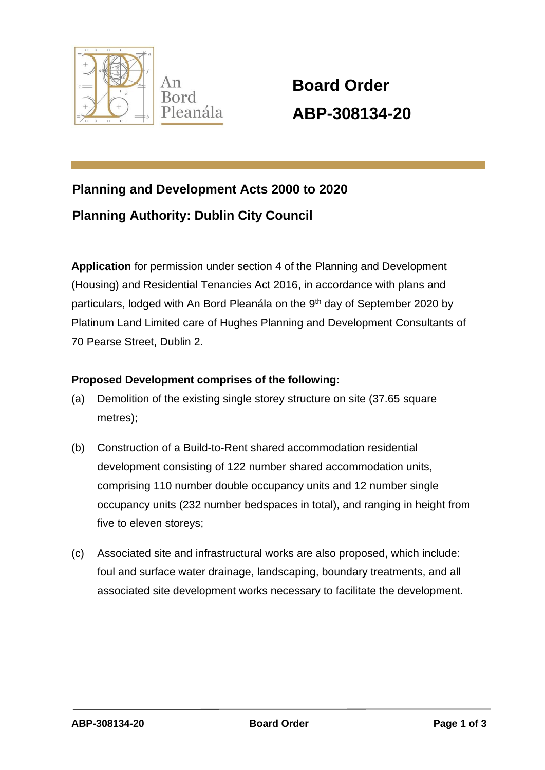An Bord Pleanála

# Board Order
# ABP-308134-20

## Planning and Development Acts 2000 to 2020

## Planning Authority: Dublin City Council

**Application** for permission under section 4 of the Planning and Development (Housing) and Residential Tenancies Act 2016, in accordance with plans and particulars, lodged with An Bord Pleanála on the 9th day of September 2020 by Platinum Land Limited care of Hughes Planning and Development Consultants of 70 Pearse Street, Dublin 2.

**Proposed Development comprises of the following:**

(a) Demolition of the existing single storey structure on site (37.65 square metres);

(b) Construction of a Build-to-Rent shared accommodation residential development consisting of 122 number shared accommodation units, comprising 110 number double occupancy units and 12 number single occupancy units (232 number bedspaces in total), and ranging in height from five to eleven storeys;

(c) Associated site and infrastructural works are also proposed, which include: foul and surface water drainage, landscaping, boundary treatments, and all associated site development works necessary to facilitate the development.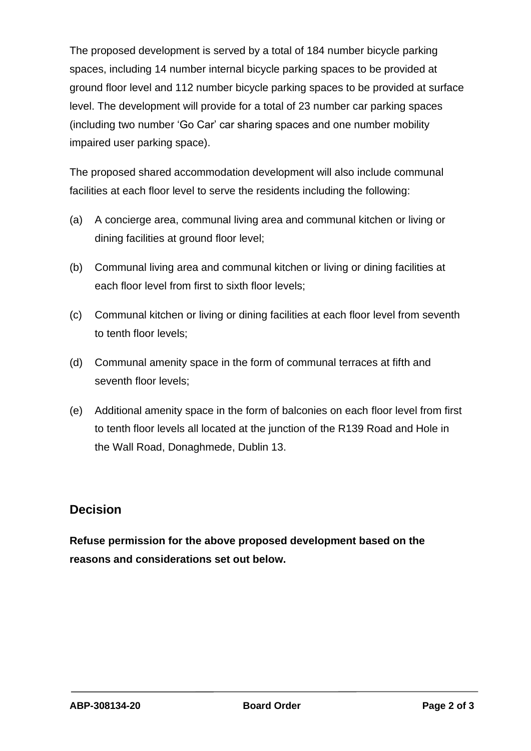The proposed development is served by a total of 184 number bicycle parking spaces, including 14 number internal bicycle parking spaces to be provided at ground floor level and 112 number bicycle parking spaces to be provided at surface level. The development will provide for a total of 23 number car parking spaces (including two number 'Go Car' car sharing spaces and one number mobility impaired user parking space).

The proposed shared accommodation development will also include communal facilities at each floor level to serve the residents including the following:

(a) A concierge area, communal living area and communal kitchen or living or dining facilities at ground floor level;

(b) Communal living area and communal kitchen or living or dining facilities at each floor level from first to sixth floor levels;

(c) Communal kitchen or living or dining facilities at each floor level from seventh to tenth floor levels;

(d) Communal amenity space in the form of communal terraces at fifth and seventh floor levels;

(e) Additional amenity space in the form of balconies on each floor level from first to tenth floor levels all located at the junction of the R139 Road and Hole in the Wall Road, Donaghmede, Dublin 13.

## Decision

**Refuse permission for the above proposed development based on the reasons and considerations set out below.**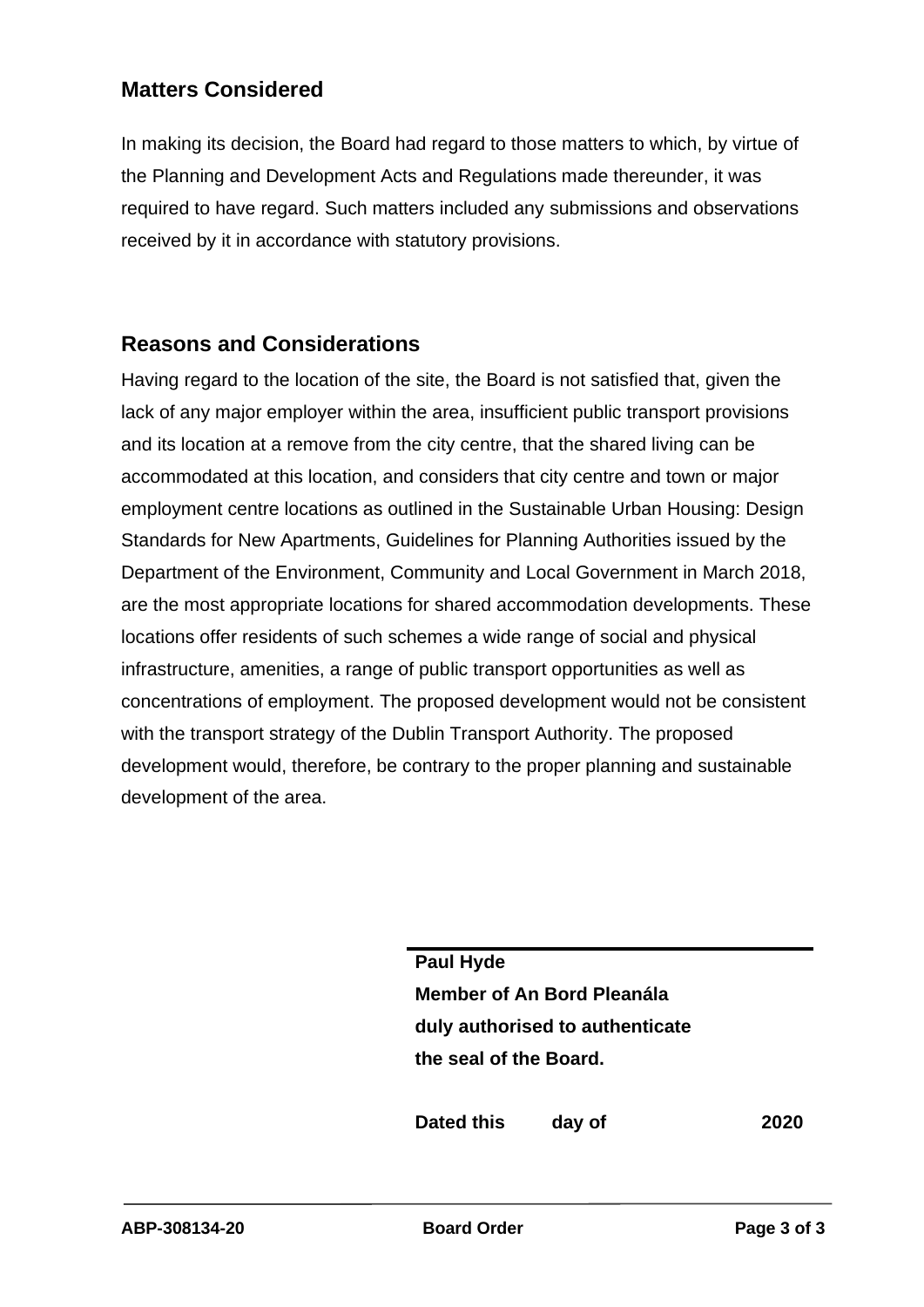## Matters Considered

In making its decision, the Board had regard to those matters to which, by virtue of the Planning and Development Acts and Regulations made thereunder, it was required to have regard. Such matters included any submissions and observations received by it in accordance with statutory provisions.

## Reasons and Considerations

Having regard to the location of the site, the Board is not satisfied that, given the lack of any major employer within the area, insufficient public transport provisions and its location at a remove from the city centre, that the shared living can be accommodated at this location, and considers that city centre and town or major employment centre locations as outlined in the Sustainable Urban Housing: Design Standards for New Apartments, Guidelines for Planning Authorities issued by the Department of the Environment, Community and Local Government in March 2018, are the most appropriate locations for shared accommodation developments. These locations offer residents of such schemes a wide range of social and physical infrastructure, amenities, a range of public transport opportunities as well as concentrations of employment. The proposed development would not be consistent with the transport strategy of the Dublin Transport Authority. The proposed development would, therefore, be contrary to the proper planning and sustainable development of the area.

**Paul Hyde**
**Member of An Bord Pleanála**
**duly authorised to authenticate**
**the seal of the Board.**

**Dated this day of 2020**